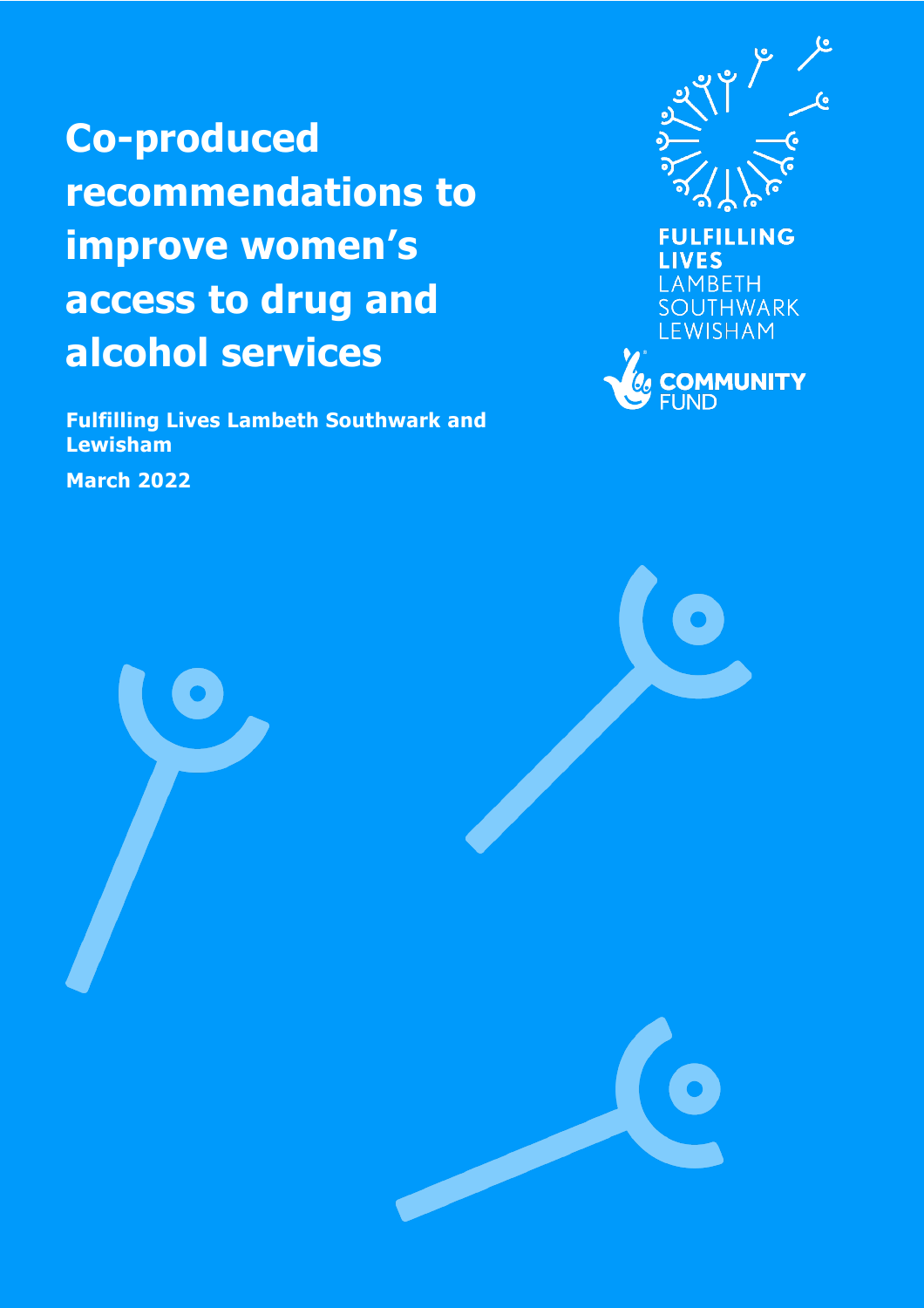# Co-produced recommendations to improve women's access to drug and alcohol services

**Fulfilling Lives Lambeth Southwark and Lewisham**

**March 2022**

FULFILLING LIVES
LAMBETH
SOUTHWARK
LEWISHAM

COMMUNITY FUND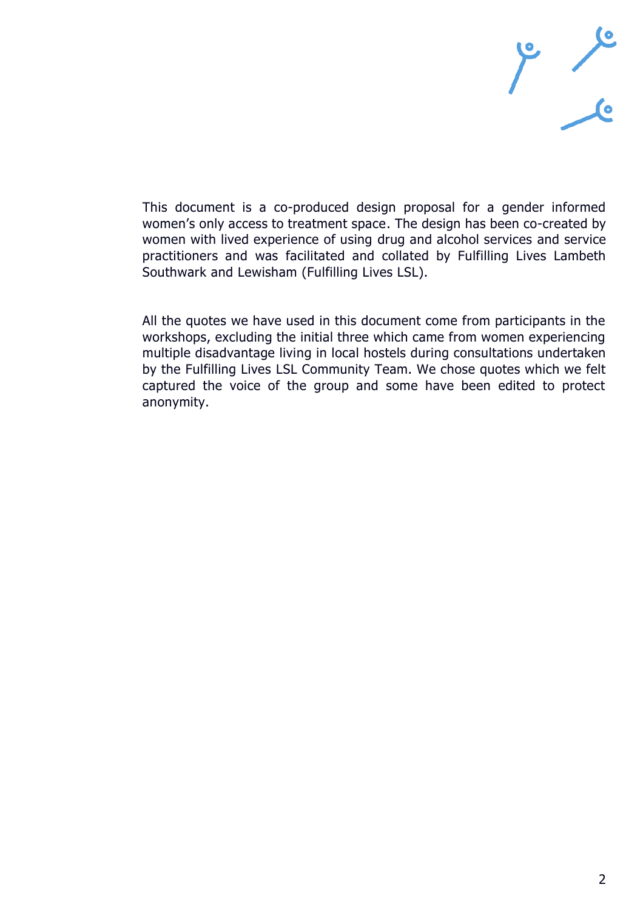This document is a co-produced design proposal for a gender informed women's only access to treatment space. The design has been co-created by women with lived experience of using drug and alcohol services and service practitioners and was facilitated and collated by Fulfilling Lives Lambeth Southwark and Lewisham (Fulfilling Lives LSL).

All the quotes we have used in this document come from participants in the workshops, excluding the initial three which came from women experiencing multiple disadvantage living in local hostels during consultations undertaken by the Fulfilling Lives LSL Community Team. We chose quotes which we felt captured the voice of the group and some have been edited to protect anonymity.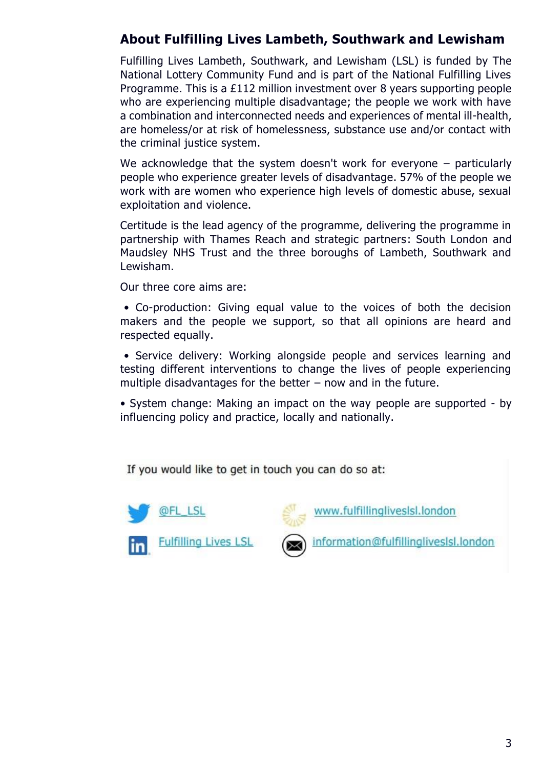## About Fulfilling Lives Lambeth, Southwark and Lewisham

Fulfilling Lives Lambeth, Southwark, and Lewisham (LSL) is funded by The National Lottery Community Fund and is part of the National Fulfilling Lives Programme. This is a £112 million investment over 8 years supporting people who are experiencing multiple disadvantage; the people we work with have a combination and interconnected needs and experiences of mental ill-health, are homeless/or at risk of homelessness, substance use and/or contact with the criminal justice system.

We acknowledge that the system doesn't work for everyone – particularly people who experience greater levels of disadvantage. 57% of the people we work with are women who experience high levels of domestic abuse, sexual exploitation and violence.

Certitude is the lead agency of the programme, delivering the programme in partnership with Thames Reach and strategic partners: South London and Maudsley NHS Trust and the three boroughs of Lambeth, Southwark and Lewisham.

Our three core aims are:

- Co-production: Giving equal value to the voices of both the decision makers and the people we support, so that all opinions are heard and respected equally.
- Service delivery: Working alongside people and services learning and testing different interventions to change the lives of people experiencing multiple disadvantages for the better – now and in the future.
- System change: Making an impact on the way people are supported - by influencing policy and practice, locally and nationally.

If you would like to get in touch you can do so at:

- Twitter: @FL_LSL
- Website: www.fulfillinglivesIsl.london
- LinkedIn: Fulfilling Lives LSL
- Email: information@fulfillinglivesIsl.london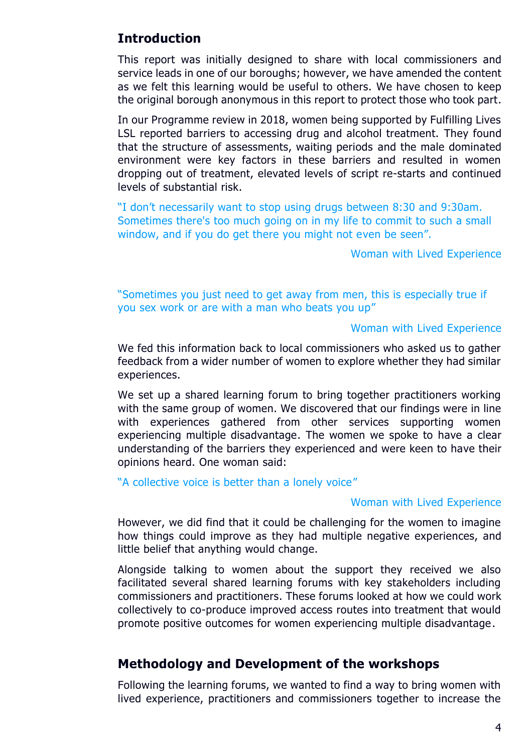## Introduction

This report was initially designed to share with local commissioners and service leads in one of our boroughs; however, we have amended the content as we felt this learning would be useful to others. We have chosen to keep the original borough anonymous in this report to protect those who took part.

In our Programme review in 2018, women being supported by Fulfilling Lives LSL reported barriers to accessing drug and alcohol treatment. They found that the structure of assessments, waiting periods and the male dominated environment were key factors in these barriers and resulted in women dropping out of treatment, elevated levels of script re-starts and continued levels of substantial risk.

"I don't necessarily want to stop using drugs between 8:30 and 9:30am. Sometimes there's too much going on in my life to commit to such a small window, and if you do get there you might not even be seen".

Woman with Lived Experience

"Sometimes you just need to get away from men, this is especially true if you sex work or are with a man who beats you up"

Woman with Lived Experience

We fed this information back to local commissioners who asked us to gather feedback from a wider number of women to explore whether they had similar experiences.

We set up a shared learning forum to bring together practitioners working with the same group of women. We discovered that our findings were in line with experiences gathered from other services supporting women experiencing multiple disadvantage. The women we spoke to have a clear understanding of the barriers they experienced and were keen to have their opinions heard. One woman said:

"A collective voice is better than a lonely voice"

Woman with Lived Experience

However, we did find that it could be challenging for the women to imagine how things could improve as they had multiple negative experiences, and little belief that anything would change.

Alongside talking to women about the support they received we also facilitated several shared learning forums with key stakeholders including commissioners and practitioners. These forums looked at how we could work collectively to co-produce improved access routes into treatment that would promote positive outcomes for women experiencing multiple disadvantage.

## Methodology and Development of the workshops

Following the learning forums, we wanted to find a way to bring women with lived experience, practitioners and commissioners together to increase the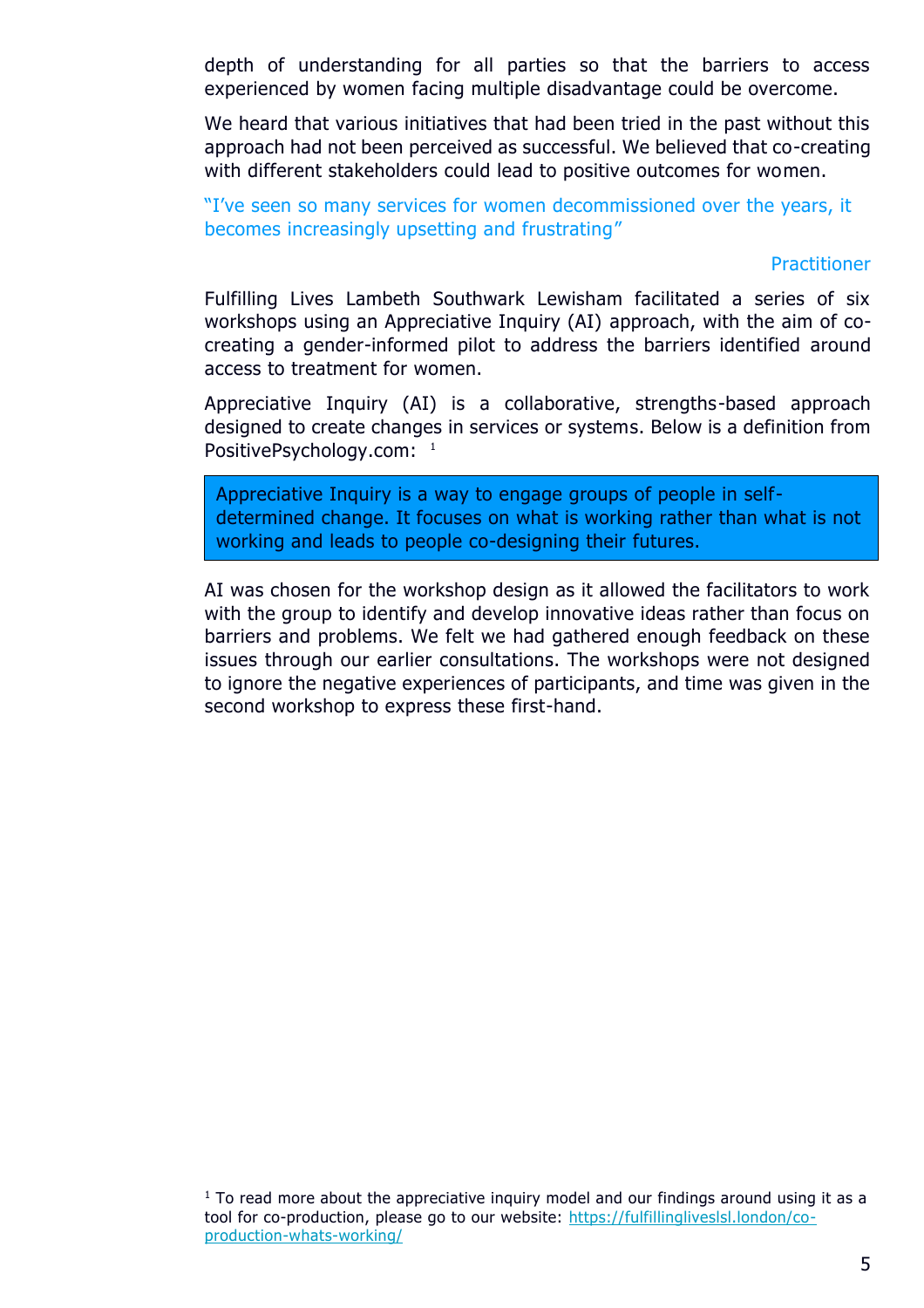depth of understanding for all parties so that the barriers to access experienced by women facing multiple disadvantage could be overcome.

We heard that various initiatives that had been tried in the past without this approach had not been perceived as successful. We believed that co-creating with different stakeholders could lead to positive outcomes for women.

"I've seen so many services for women decommissioned over the years, it becomes increasingly upsetting and frustrating"

Practitioner

Fulfilling Lives Lambeth Southwark Lewisham facilitated a series of six workshops using an Appreciative Inquiry (AI) approach, with the aim of co-creating a gender-informed pilot to address the barriers identified around access to treatment for women.

Appreciative Inquiry (AI) is a collaborative, strengths-based approach designed to create changes in services or systems. Below is a definition from PositivePsychology.com: [1]

> Appreciative Inquiry is a way to engage groups of people in self-determined change. It focuses on what is working rather than what is not working and leads to people co-designing their futures.

AI was chosen for the workshop design as it allowed the facilitators to work with the group to identify and develop innovative ideas rather than focus on barriers and problems. We felt we had gathered enough feedback on these issues through our earlier consultations. The workshops were not designed to ignore the negative experiences of participants, and time was given in the second workshop to express these first-hand.

[1] To read more about the appreciative inquiry model and our findings around using it as a tool for co-production, please go to our website: https://fulfillinglives lsl.london/co-production-whats-working/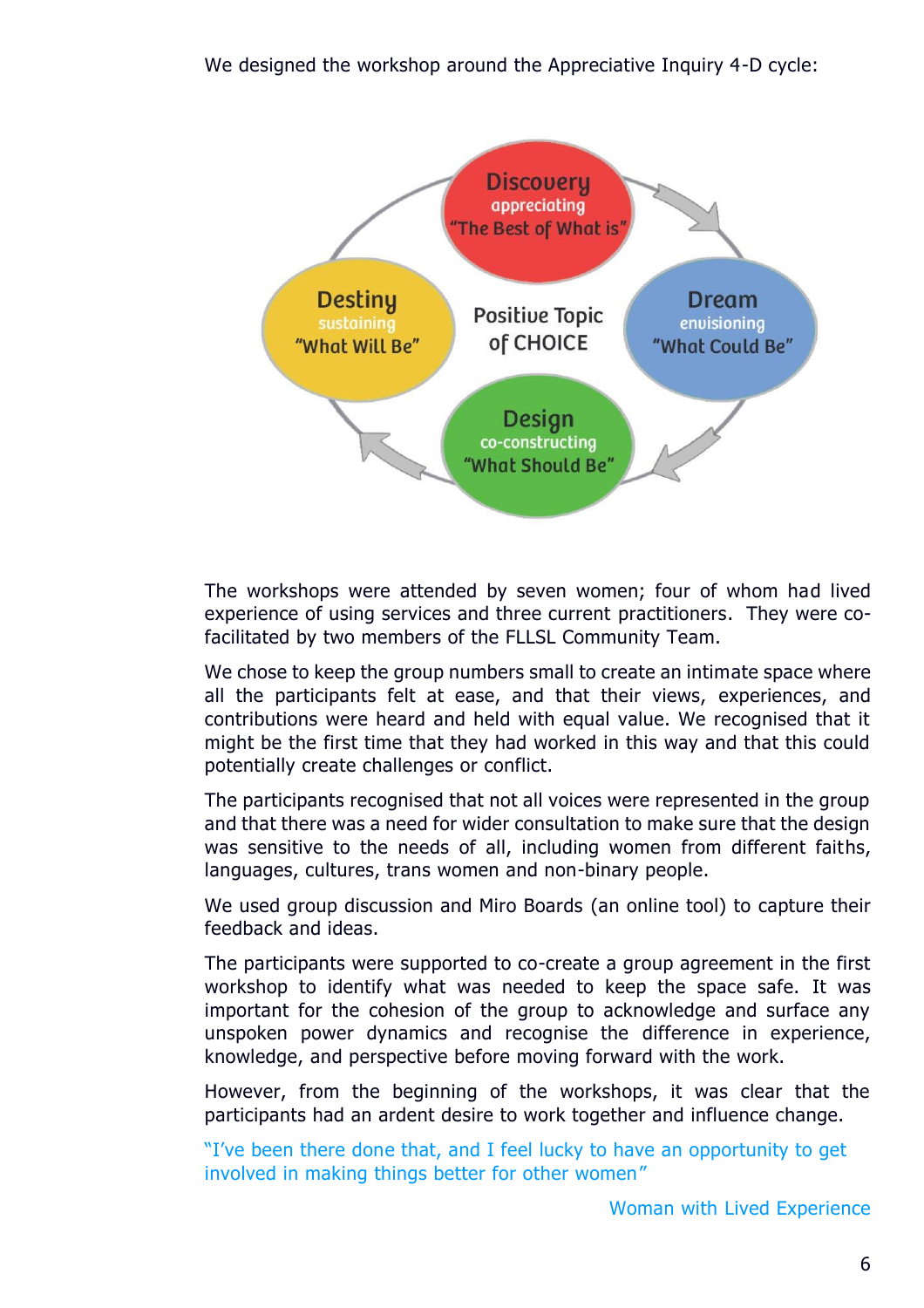We designed the workshop around the Appreciative Inquiry 4-D cycle:

Discovery
appreciating
"The Best of What is"

Dream
envisioning
"What Could Be"

Design
co-constructing
"What Should Be"

Destiny
sustaining
"What Will Be"

Positive Topic of CHOICE

The workshops were attended by seven women; four of whom had lived experience of using services and three current practitioners. They were co-facilitated by two members of the FLLSL Community Team.

We chose to keep the group numbers small to create an intimate space where all the participants felt at ease, and that their views, experiences, and contributions were heard and held with equal value. We recognised that it might be the first time that they had worked in this way and that this could potentially create challenges or conflict.

The participants recognised that not all voices were represented in the group and that there was a need for wider consultation to make sure that the design was sensitive to the needs of all, including women from different faiths, languages, cultures, trans women and non-binary people.

We used group discussion and Miro Boards (an online tool) to capture their feedback and ideas.

The participants were supported to co-create a group agreement in the first workshop to identify what was needed to keep the space safe. It was important for the cohesion of the group to acknowledge and surface any unspoken power dynamics and recognise the difference in experience, knowledge, and perspective before moving forward with the work.

However, from the beginning of the workshops, it was clear that the participants had an ardent desire to work together and influence change.

"I've been there done that, and I feel lucky to have an opportunity to get involved in making things better for other women"

Woman with Lived Experience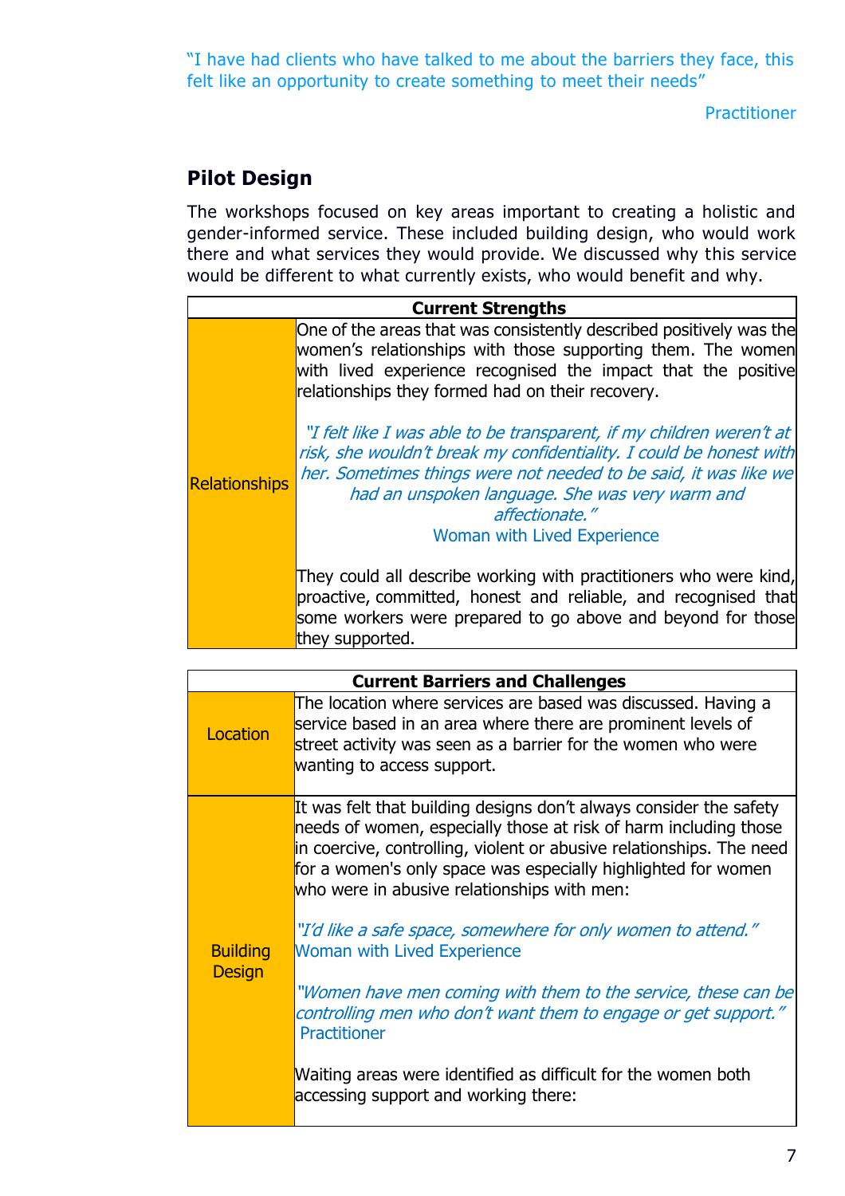"I have had clients who have talked to me about the barriers they face, this felt like an opportunity to create something to meet their needs"

Practitioner

## Pilot Design

The workshops focused on key areas important to creating a holistic and gender-informed service. These included building design, who would work there and what services they would provide. We discussed why this service would be different to what currently exists, who would benefit and why.

| Current Strengths | |
|---|---|
| Relationships | One of the areas that was consistently described positively was the women's relationships with those supporting them. The women with lived experience recognised the impact that the positive relationships they formed had on their recovery.<br><br>*"I felt like I was able to be transparent, if my children weren't at risk, she wouldn't break my confidentiality. I could be honest with her. Sometimes things were not needed to be said, it was like we had an unspoken language. She was very warm and affectionate."*<br>Woman with Lived Experience<br><br>They could all describe working with practitioners who were kind, proactive, committed, honest and reliable, and recognised that some workers were prepared to go above and beyond for those they supported. |

| Current Barriers and Challenges | |
|---|---|
| Location | The location where services are based was discussed. Having a service based in an area where there are prominent levels of street activity was seen as a barrier for the women who were wanting to access support. |
| Building Design | It was felt that building designs don't always consider the safety needs of women, especially those at risk of harm including those in coercive, controlling, violent or abusive relationships. The need for a women's only space was especially highlighted for women who were in abusive relationships with men:<br><br>*"I'd like a safe space, somewhere for only women to attend."*<br>Woman with Lived Experience<br><br>*"Women have men coming with them to the service, these can be controlling men who don't want them to engage or get support."*<br>Practitioner<br><br>Waiting areas were identified as difficult for the women both accessing support and working there: |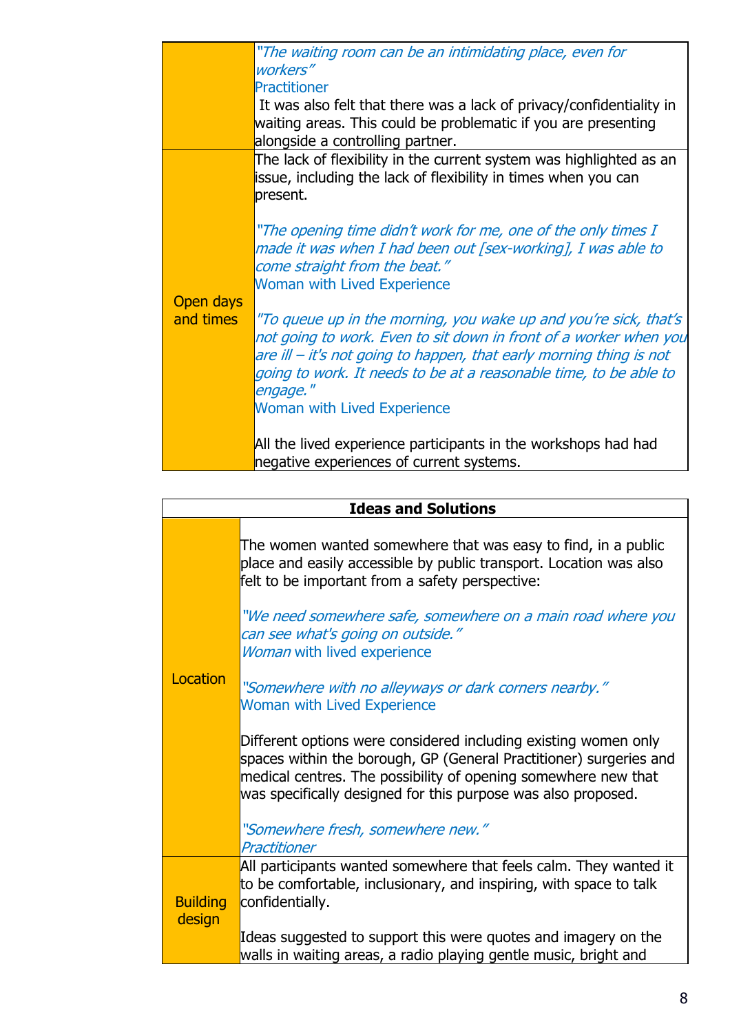| | |
|---|---|
| | *"The waiting room can be an intimidating place, even for workers"*<br>Practitioner<br>It was also felt that there was a lack of privacy/confidentiality in waiting areas. This could be problematic if you are presenting alongside a controlling partner. |
| Open days and times | The lack of flexibility in the current system was highlighted as an issue, including the lack of flexibility in times when you can present.<br><br>*"The opening time didn't work for me, one of the only times I made it was when I had been out [sex-working], I was able to come straight from the beat."*<br>Woman with Lived Experience<br><br>*"To queue up in the morning, you wake up and you're sick, that's not going to work. Even to sit down in front of a worker when you are ill – it's not going to happen, that early morning thing is not going to work. It needs to be at a reasonable time, to be able to engage."*<br>Woman with Lived Experience<br><br>All the lived experience participants in the workshops had had negative experiences of current systems. |

| **Ideas and Solutions** | |
|---|---|
| Location | The women wanted somewhere that was easy to find, in a public place and easily accessible by public transport. Location was also felt to be important from a safety perspective:<br><br>*"We need somewhere safe, somewhere on a main road where you can see what's going on outside."*<br>*Woman* with lived experience<br><br>*"Somewhere with no alleyways or dark corners nearby."*<br>Woman with Lived Experience<br><br>Different options were considered including existing women only spaces within the borough, GP (General Practitioner) surgeries and medical centres. The possibility of opening somewhere new that was specifically designed for this purpose was also proposed.<br><br>*"Somewhere fresh, somewhere new."*<br>*Practitioner* |
| Building design | All participants wanted somewhere that feels calm. They wanted it to be comfortable, inclusionary, and inspiring, with space to talk confidentially.<br><br>Ideas suggested to support this were quotes and imagery on the walls in waiting areas, a radio playing gentle music, bright and |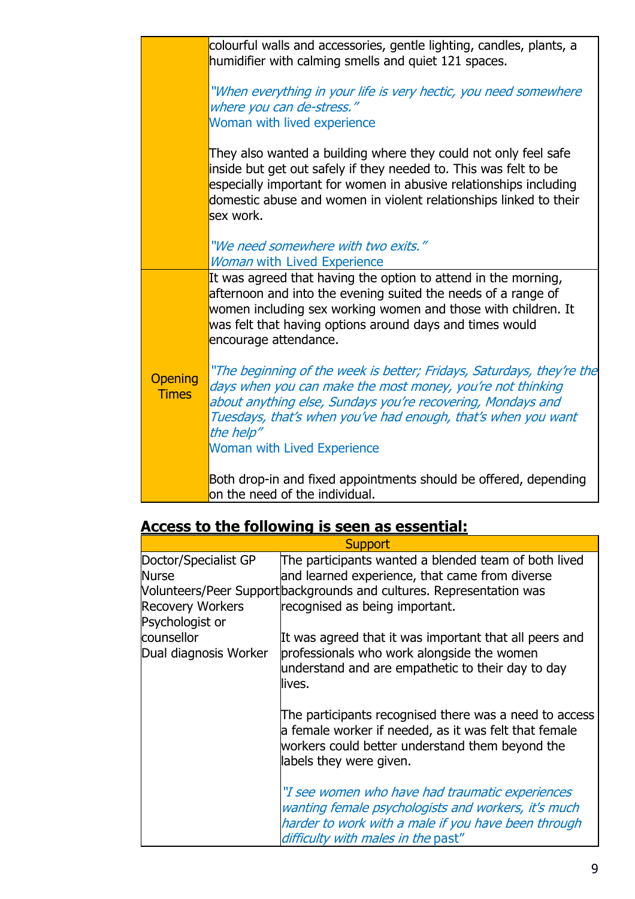| | |
|---|---|
| | colourful walls and accessories, gentle lighting, candles, plants, a humidifier with calming smells and quiet 121 spaces.<br><br>*"When everything in your life is very hectic, you need somewhere where you can de-stress."*<br>Woman with lived experience<br><br>They also wanted a building where they could not only feel safe inside but get out safely if they needed to. This was felt to be especially important for women in abusive relationships including domestic abuse and women in violent relationships linked to their sex work.<br><br>*"We need somewhere with two exits."*<br>*Woman* with Lived Experience |
| Opening Times | It was agreed that having the option to attend in the morning, afternoon and into the evening suited the needs of a range of women including sex working women and those with children. It was felt that having options around days and times would encourage attendance.<br><br>*"The beginning of the week is better; Fridays, Saturdays, they're the days when you can make the most money, you're not thinking about anything else, Sundays you're recovering, Mondays and Tuesdays, that's when you've had enough, that's when you want the help"*<br>Woman with Lived Experience<br><br>Both drop-in and fixed appointments should be offered, depending on the need of the individual. |

## Access to the following is seen as essential:

| Support | |
|---|---|
| Doctor/Specialist GP<br>Nurse<br>Volunteers/Peer Support<br>Recovery Workers<br>Psychologist or counsellor<br>Dual diagnosis Worker | The participants wanted a blended team of both lived and learned experience, that came from diverse backgrounds and cultures. Representation was recognised as being important.<br><br>It was agreed that it was important that all peers and professionals who work alongside the women understand and are empathetic to their day to day lives.<br><br>The participants recognised there was a need to access a female worker if needed, as it was felt that female workers could better understand them beyond the labels they were given.<br><br>*"I see women who have had traumatic experiences wanting female psychologists and workers, it's much harder to work with a male if you have been through difficulty with males in the past"* |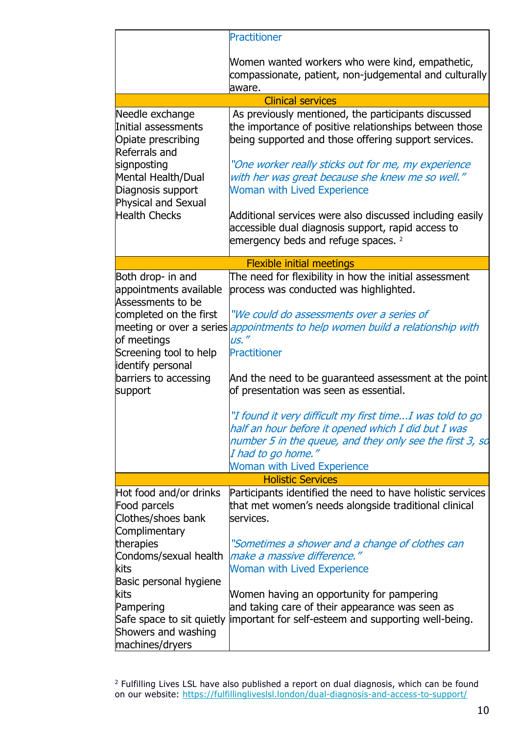| | |
|---|---|
| | Practitioner<br><br>Women wanted workers who were kind, empathetic, compassionate, patient, non-judgemental and culturally aware. |
| **Clinical services** | |
| Needle exchange<br>Initial assessments<br>Opiate prescribing<br>Referrals and signposting<br>Mental Health/Dual Diagnosis support<br>Physical and Sexual Health Checks | As previously mentioned, the participants discussed the importance of positive relationships between those being supported and those offering support services.<br><br>*"One worker really sticks out for me, my experience with her was great because she knew me so well."*<br>Woman with Lived Experience<br><br>Additional services were also discussed including easily accessible dual diagnosis support, rapid access to emergency beds and refuge spaces. [2] |
| **Flexible initial meetings** | |
| Both drop- in and appointments available<br>Assessments to be completed on the first meeting or over a series of meetings<br>Screening tool to help identify personal barriers to accessing support | The need for flexibility in how the initial assessment process was conducted was highlighted.<br><br>*"We could do assessments over a series of appointments to help women build a relationship with us."*<br>Practitioner<br><br>And the need to be guaranteed assessment at the point of presentation was seen as essential.<br><br>*"I found it very difficult my first time...I was told to go half an hour before it opened which I did but I was number 5 in the queue, and they only see the first 3, so I had to go home."*<br>Woman with Lived Experience |
| **Holistic Services** | |
| Hot food and/or drinks<br>Food parcels<br>Clothes/shoes bank<br>Complimentary therapies<br>Condoms/sexual health kits<br>Basic personal hygiene kits<br>Pampering<br>Safe space to sit quietly<br>Showers and washing machines/dryers | Participants identified the need to have holistic services that met women's needs alongside traditional clinical services.<br><br>*"Sometimes a shower and a change of clothes can make a massive difference."*<br>Woman with Lived Experience<br><br>Women having an opportunity for pampering and taking care of their appearance was seen as important for self-esteem and supporting well-being. |

[2] Fulfilling Lives LSL have also published a report on dual diagnosis, which can be found on our website: https://fulfillinglivesls l.london/dual-diagnosis-and-access-to-support/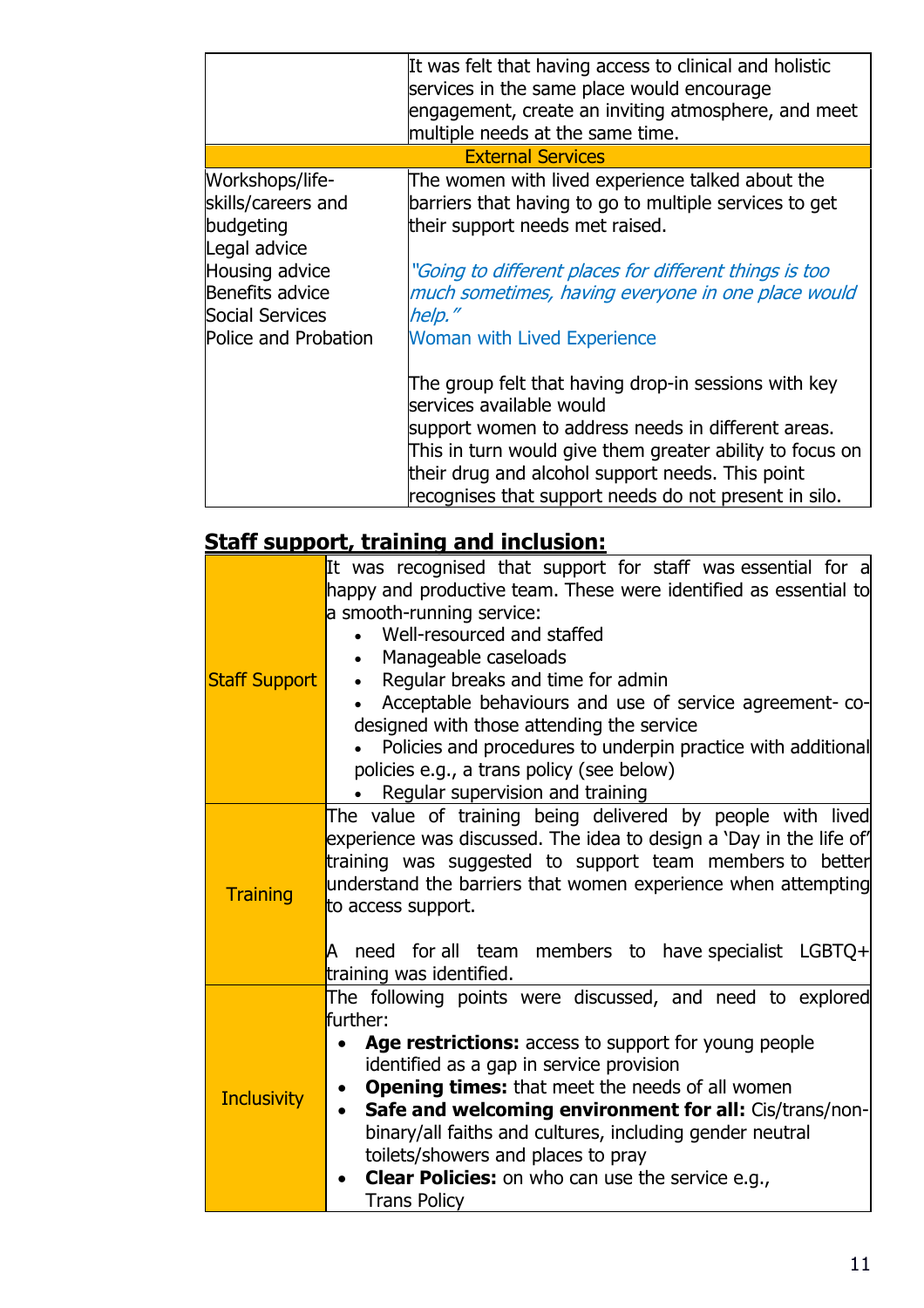| | |
|---|---|
| | It was felt that having access to clinical and holistic services in the same place would encourage engagement, create an inviting atmosphere, and meet multiple needs at the same time. |
| **External Services** | |
| Workshops/life-skills/careers and budgeting<br>Legal advice<br>Housing advice<br>Benefits advice<br>Social Services<br>Police and Probation | The women with lived experience talked about the barriers that having to go to multiple services to get their support needs met raised.<br><br>*"Going to different places for different things is too much sometimes, having everyone in one place would help."*<br>Woman with Lived Experience<br><br>The group felt that having drop-in sessions with key services available would support women to address needs in different areas. This in turn would give them greater ability to focus on their drug and alcohol support needs. This point recognises that support needs do not present in silo. |

## Staff support, training and inclusion:

| | |
|---|---|
| Staff Support | It was recognised that support for staff was essential for a happy and productive team. These were identified as essential to a smooth-running service:<br>• Well-resourced and staffed<br>• Manageable caseloads<br>• Regular breaks and time for admin<br>• Acceptable behaviours and use of service agreement- co-designed with those attending the service<br>• Policies and procedures to underpin practice with additional policies e.g., a trans policy (see below)<br>• Regular supervision and training |
| Training | The value of training being delivered by people with lived experience was discussed. The idea to design a 'Day in the life of' training was suggested to support team members to better understand the barriers that women experience when attempting to access support.<br><br>A need for all team members to have specialist LGBTQ+ training was identified. |
| Inclusivity | The following points were discussed, and need to explored further:<br>• **Age restrictions:** access to support for young people identified as a gap in service provision<br>• **Opening times:** that meet the needs of all women<br>• **Safe and welcoming environment for all:** Cis/trans/non-binary/all faiths and cultures, including gender neutral toilets/showers and places to pray<br>• **Clear Policies:** on who can use the service e.g., Trans Policy |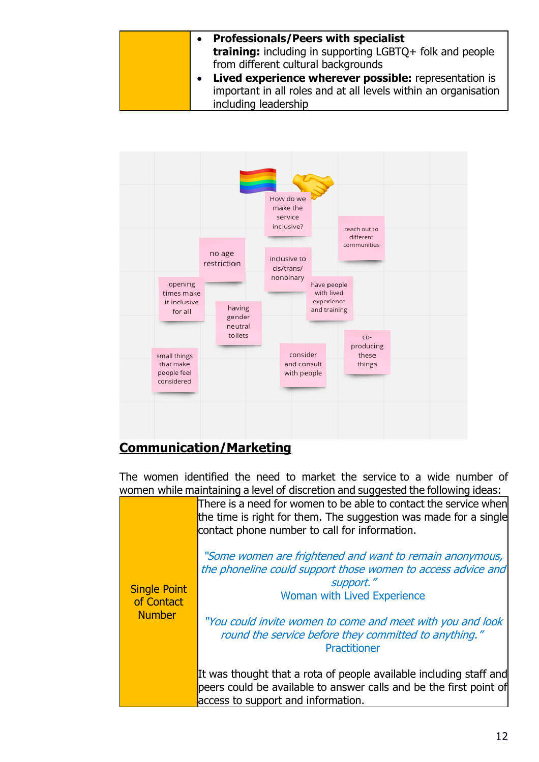| | |
|---|---|
| | • **Professionals/Peers with specialist training:** including in supporting LGBTQ+ folk and people from different cultural backgrounds<br>• **Lived experience wherever possible:** representation is important in all roles and at all levels within an organisation including leadership |

How do we make the service inclusive?

no age restriction

inclusive to cis/trans/ nonbinary

reach out to different communities

opening times make it inclusive for all

having gender neutral toilets

have people with lived experience and training

small things that make people feel considered

consider and consult with people

co-producing these things

## Communication/Marketing

The women identified the need to market the service to a wide number of women while maintaining a level of discretion and suggested the following ideas:

| | |
|---|---|
| Single Point of Contact Number | There is a need for women to be able to contact the service when the time is right for them. The suggestion was made for a single contact phone number to call for information.<br><br>*"Some women are frightened and want to remain anonymous, the phoneline could support those women to access advice and support."*<br>Woman with Lived Experience<br><br>*"You could invite women to come and meet with you and look round the service before they committed to anything."*<br>Practitioner<br><br>It was thought that a rota of people available including staff and peers could be available to answer calls and be the first point of access to support and information. |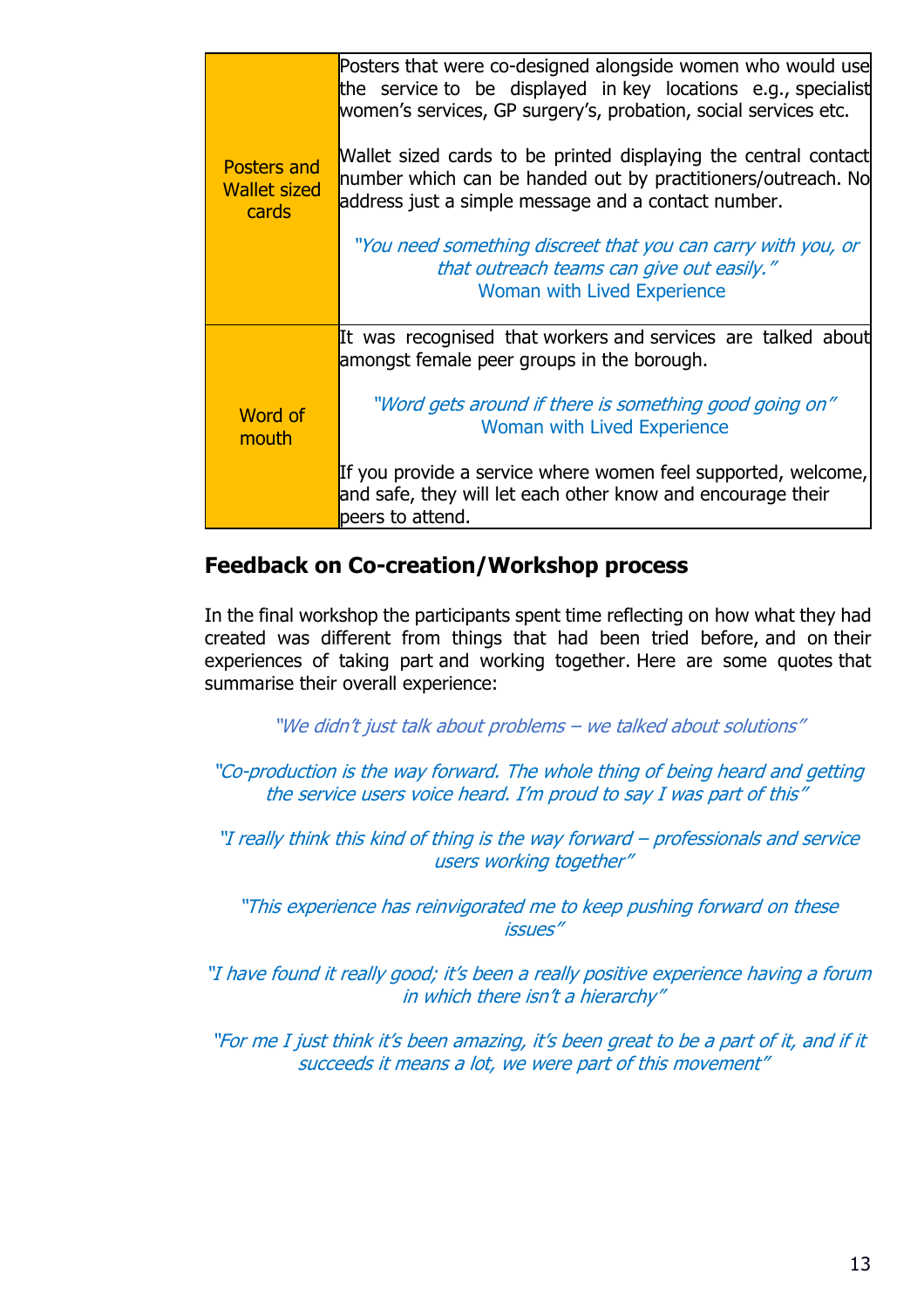| | |
|---|---|
| Posters and Wallet sized cards | Posters that were co-designed alongside women who would use the service to be displayed in key locations e.g., specialist women's services, GP surgery's, probation, social services etc.<br><br>Wallet sized cards to be printed displaying the central contact number which can be handed out by practitioners/outreach. No address just a simple message and a contact number.<br><br>*"You need something discreet that you can carry with you, or that outreach teams can give out easily."*<br>Woman with Lived Experience |
| Word of mouth | It was recognised that workers and services are talked about amongst female peer groups in the borough.<br><br>*"Word gets around if there is something good going on"*<br>Woman with Lived Experience<br><br>If you provide a service where women feel supported, welcome, and safe, they will let each other know and encourage their peers to attend. |

## Feedback on Co-creation/Workshop process

In the final workshop the participants spent time reflecting on how what they had created was different from things that had been tried before, and on their experiences of taking part and working together. Here are some quotes that summarise their overall experience:

*"We didn't just talk about problems – we talked about solutions"*

*"Co-production is the way forward. The whole thing of being heard and getting the service users voice heard. I'm proud to say I was part of this"*

*"I really think this kind of thing is the way forward – professionals and service users working together"*

*"This experience has reinvigorated me to keep pushing forward on these issues"*

*"I have found it really good; it's been a really positive experience having a forum in which there isn't a hierarchy"*

*"For me I just think it's been amazing, it's been great to be a part of it, and if it succeeds it means a lot, we were part of this movement"*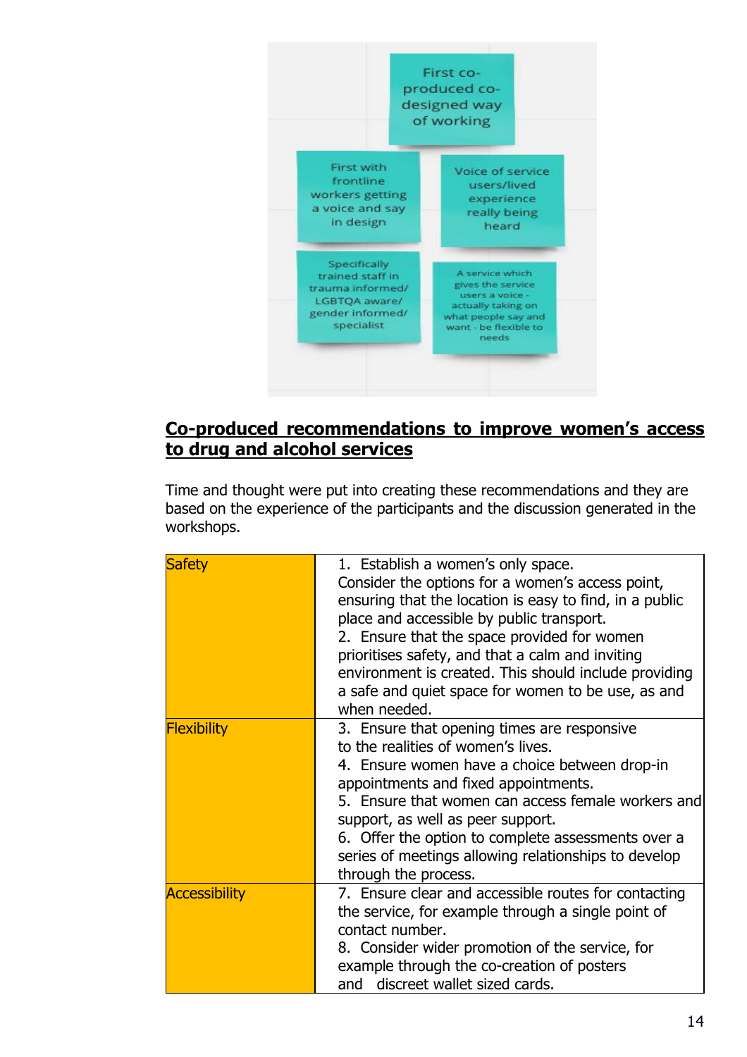First co-produced co-designed way of working

First with frontline workers getting a voice and say in design

Voice of service users/lived experience really being heard

Specifically trained staff in trauma informed/ LGBTQA aware/ gender informed/ specialist

A service which gives the service users a voice - actually taking on what people say and want - be flexible to needs

## Co-produced recommendations to improve women's access to drug and alcohol services

Time and thought were put into creating these recommendations and they are based on the experience of the participants and the discussion generated in the workshops.

| Safety | 1. Establish a women's only space. Consider the options for a women's access point, ensuring that the location is easy to find, in a public place and accessible by public transport. 2. Ensure that the space provided for women prioritises safety, and that a calm and inviting environment is created. This should include providing a safe and quiet space for women to be use, as and when needed. |
|---|---|
| Flexibility | 3. Ensure that opening times are responsive to the realities of women's lives. 4. Ensure women have a choice between drop-in appointments and fixed appointments. 5. Ensure that women can access female workers and support, as well as peer support. 6. Offer the option to complete assessments over a series of meetings allowing relationships to develop through the process. |
| Accessibility | 7. Ensure clear and accessible routes for contacting the service, for example through a single point of contact number. 8. Consider wider promotion of the service, for example through the co-creation of posters and discreet wallet sized cards. |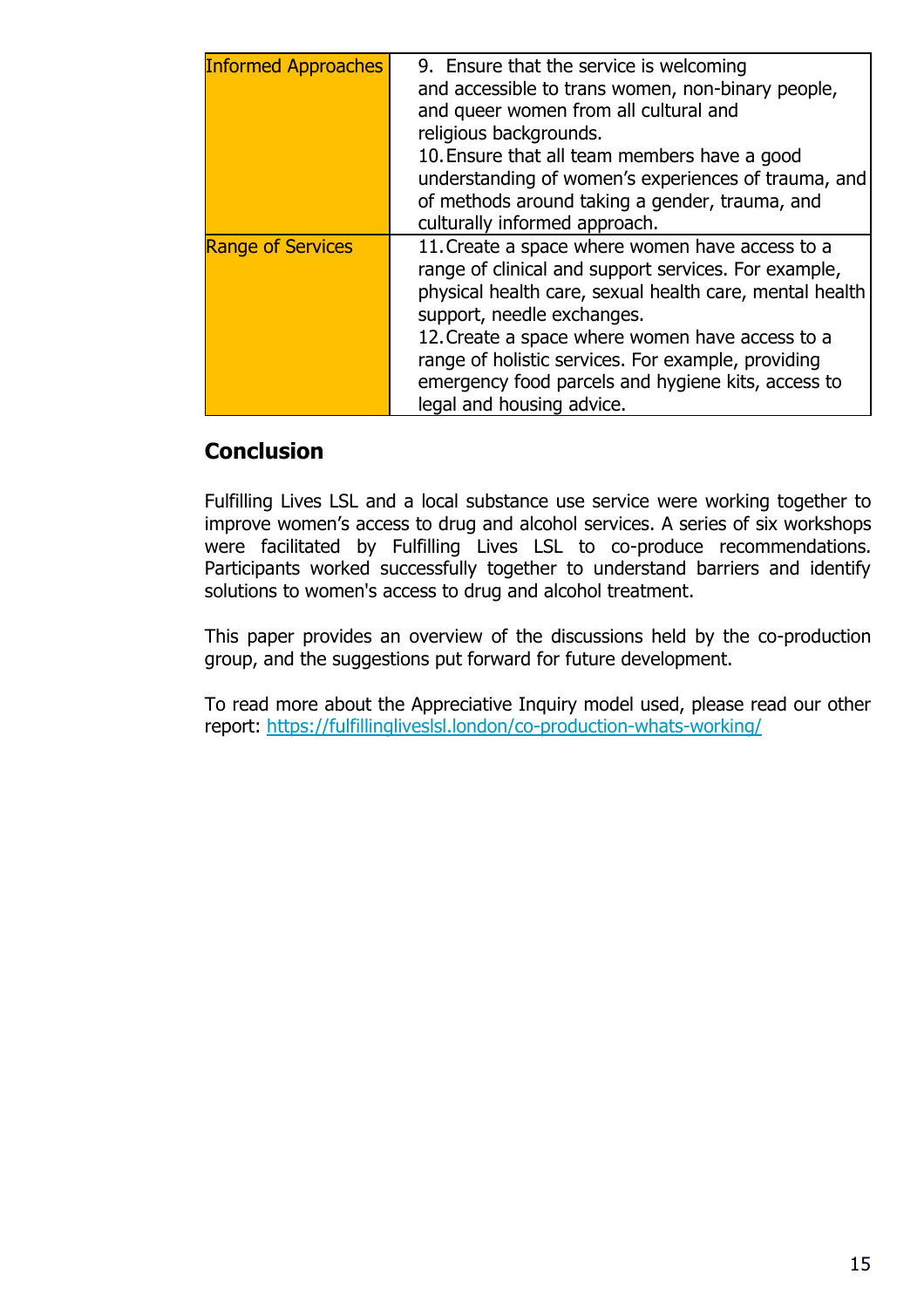| | |
|---|---|
| Informed Approaches | 9. Ensure that the service is welcoming and accessible to trans women, non-binary people, and queer women from all cultural and religious backgrounds.<br>10. Ensure that all team members have a good understanding of women's experiences of trauma, and of methods around taking a gender, trauma, and culturally informed approach. |
| Range of Services | 11. Create a space where women have access to a range of clinical and support services. For example, physical health care, sexual health care, mental health support, needle exchanges.<br>12. Create a space where women have access to a range of holistic services. For example, providing emergency food parcels and hygiene kits, access to legal and housing advice. |

## Conclusion

Fulfilling Lives LSL and a local substance use service were working together to improve women's access to drug and alcohol services. A series of six workshops were facilitated by Fulfilling Lives LSL to co-produce recommendations. Participants worked successfully together to understand barriers and identify solutions to women's access to drug and alcohol treatment.

This paper provides an overview of the discussions held by the co-production group, and the suggestions put forward for future development.

To read more about the Appreciative Inquiry model used, please read our other report: https://fulfillingliveslsl.london/co-production-whats-working/